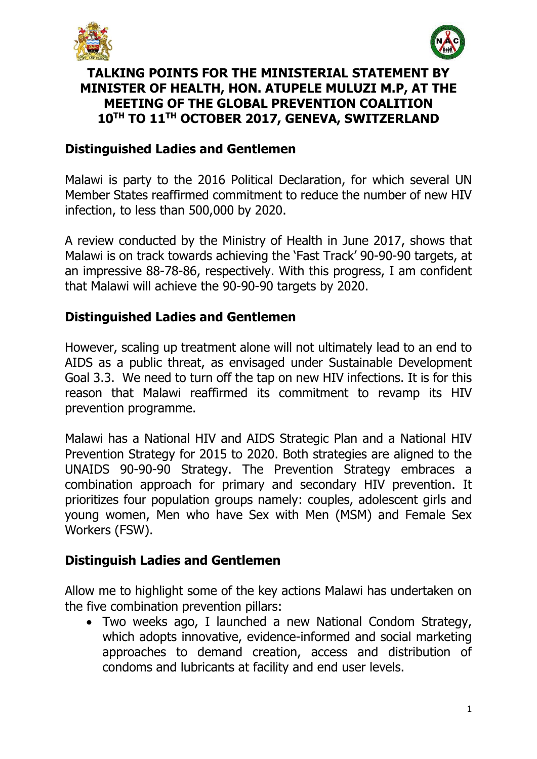# TALKING POINTS FOR THE MINISTERIAL STATEMENT BY MINISTER OF HEALTH, HON. ATUPELE MULUZI M.P, AT THE MEETING OF THE GLOBAL PREVENTION COALITION 10TH TO 11TH OCTOBER 2017, GENEVA, SWITZERLAND

**Distinguished Ladies and Gentlemen**

Malawi is party to the 2016 Political Declaration, for which several UN Member States reaffirmed commitment to reduce the number of new HIV infection, to less than 500,000 by 2020.

A review conducted by the Ministry of Health in June 2017, shows that Malawi is on track towards achieving the 'Fast Track' 90-90-90 targets, at an impressive 88-78-86, respectively. With this progress, I am confident that Malawi will achieve the 90-90-90 targets by 2020.

**Distinguished Ladies and Gentlemen**

However, scaling up treatment alone will not ultimately lead to an end to AIDS as a public threat, as envisaged under Sustainable Development Goal 3.3. We need to turn off the tap on new HIV infections. It is for this reason that Malawi reaffirmed its commitment to revamp its HIV prevention programme.

Malawi has a National HIV and AIDS Strategic Plan and a National HIV Prevention Strategy for 2015 to 2020. Both strategies are aligned to the UNAIDS 90-90-90 Strategy. The Prevention Strategy embraces a combination approach for primary and secondary HIV prevention. It prioritizes four population groups namely: couples, adolescent girls and young women, Men who have Sex with Men (MSM) and Female Sex Workers (FSW).

**Distinguish Ladies and Gentlemen**

Allow me to highlight some of the key actions Malawi has undertaken on the five combination prevention pillars:

- Two weeks ago, I launched a new National Condom Strategy, which adopts innovative, evidence-informed and social marketing approaches to demand creation, access and distribution of condoms and lubricants at facility and end user levels.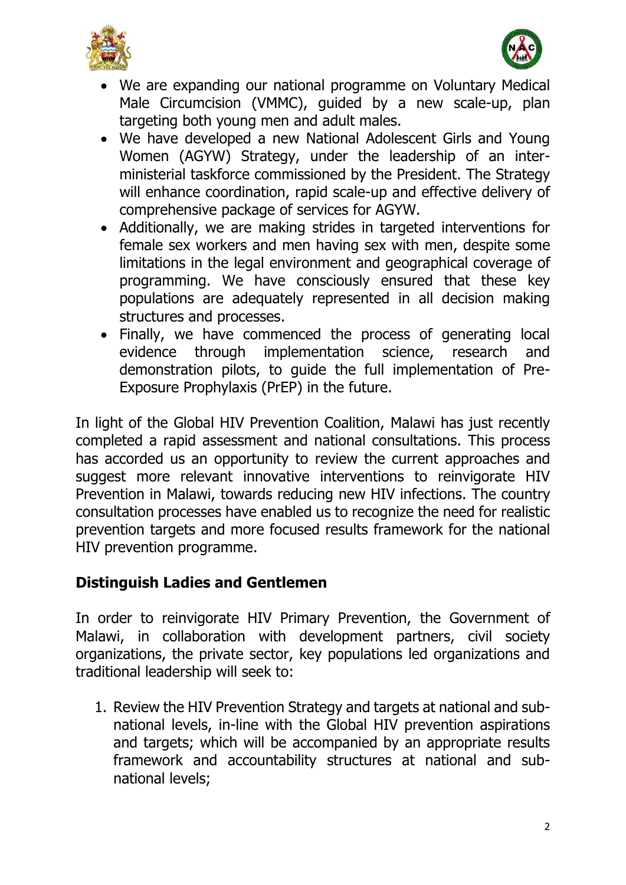- We are expanding our national programme on Voluntary Medical Male Circumcision (VMMC), guided by a new scale-up, plan targeting both young men and adult males.
- We have developed a new National Adolescent Girls and Young Women (AGYW) Strategy, under the leadership of an inter-ministerial taskforce commissioned by the President. The Strategy will enhance coordination, rapid scale-up and effective delivery of comprehensive package of services for AGYW.
- Additionally, we are making strides in targeted interventions for female sex workers and men having sex with men, despite some limitations in the legal environment and geographical coverage of programming. We have consciously ensured that these key populations are adequately represented in all decision making structures and processes.
- Finally, we have commenced the process of generating local evidence through implementation science, research and demonstration pilots, to guide the full implementation of Pre-Exposure Prophylaxis (PrEP) in the future.

In light of the Global HIV Prevention Coalition, Malawi has just recently completed a rapid assessment and national consultations. This process has accorded us an opportunity to review the current approaches and suggest more relevant innovative interventions to reinvigorate HIV Prevention in Malawi, towards reducing new HIV infections. The country consultation processes have enabled us to recognize the need for realistic prevention targets and more focused results framework for the national HIV prevention programme.

**Distinguish Ladies and Gentlemen**

In order to reinvigorate HIV Primary Prevention, the Government of Malawi, in collaboration with development partners, civil society organizations, the private sector, key populations led organizations and traditional leadership will seek to:

1. Review the HIV Prevention Strategy and targets at national and sub-national levels, in-line with the Global HIV prevention aspirations and targets; which will be accompanied by an appropriate results framework and accountability structures at national and sub-national levels;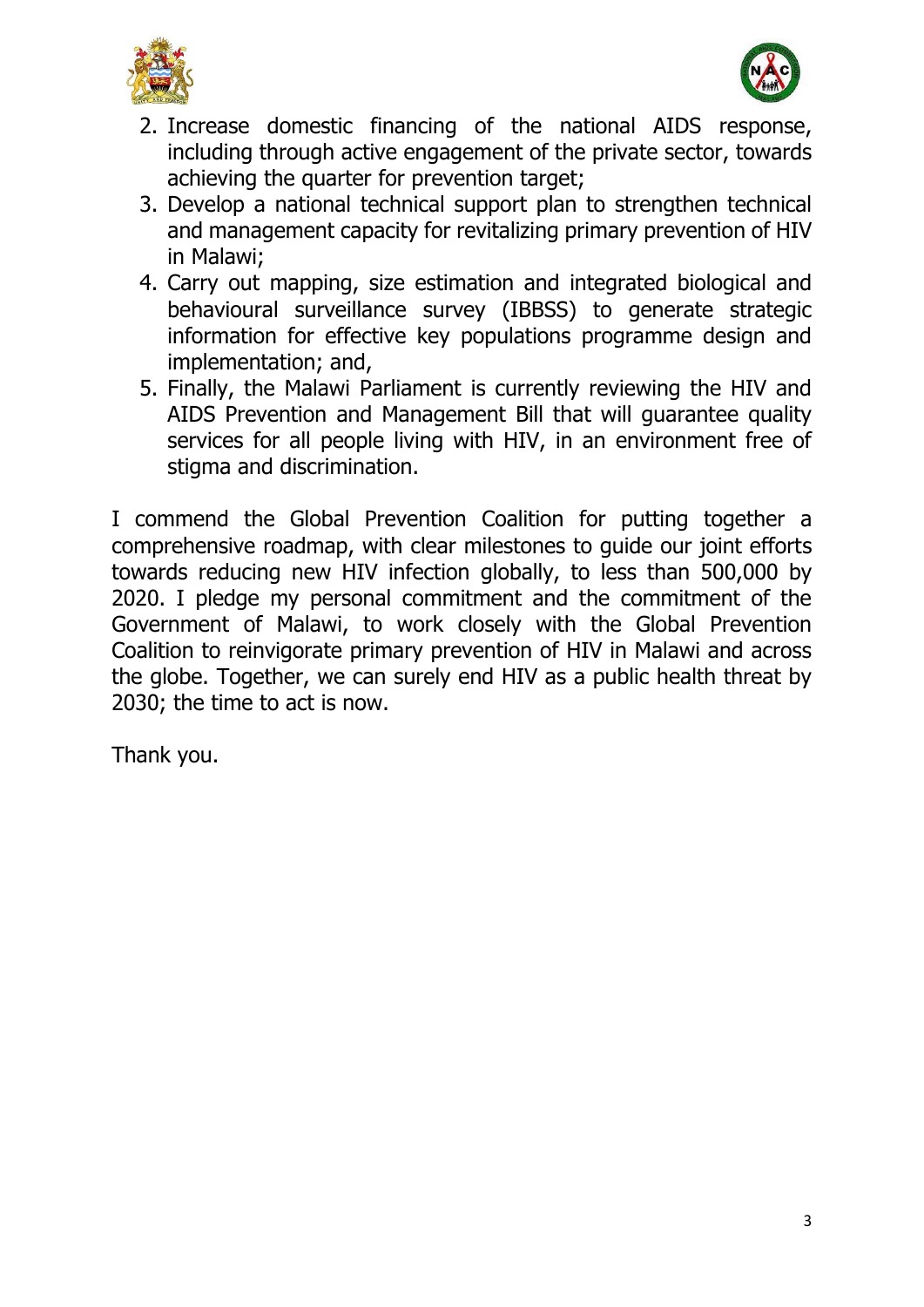2. Increase domestic financing of the national AIDS response, including through active engagement of the private sector, towards achieving the quarter for prevention target;
3. Develop a national technical support plan to strengthen technical and management capacity for revitalizing primary prevention of HIV in Malawi;
4. Carry out mapping, size estimation and integrated biological and behavioural surveillance survey (IBBSS) to generate strategic information for effective key populations programme design and implementation; and,
5. Finally, the Malawi Parliament is currently reviewing the HIV and AIDS Prevention and Management Bill that will guarantee quality services for all people living with HIV, in an environment free of stigma and discrimination.

I commend the Global Prevention Coalition for putting together a comprehensive roadmap, with clear milestones to guide our joint efforts towards reducing new HIV infection globally, to less than 500,000 by 2020. I pledge my personal commitment and the commitment of the Government of Malawi, to work closely with the Global Prevention Coalition to reinvigorate primary prevention of HIV in Malawi and across the globe. Together, we can surely end HIV as a public health threat by 2030; the time to act is now.

Thank you.